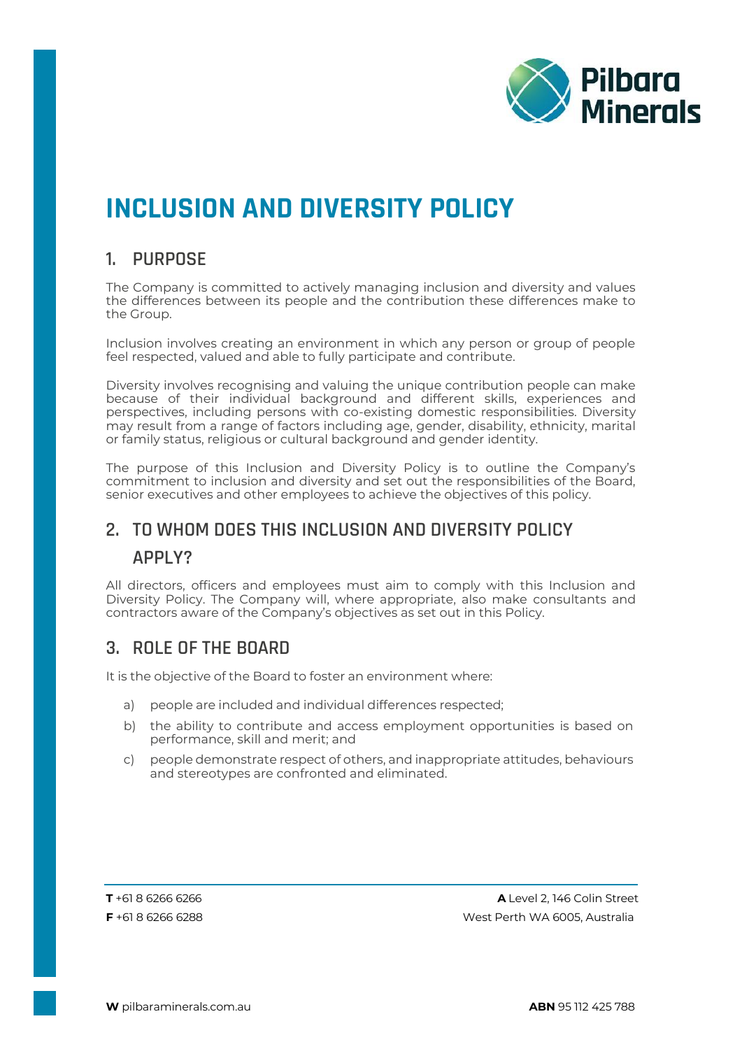# INCLUSION AND DIVERSITY POLICY

## 1. PURPOSE

The Company is committed to actively managing inclusion and diversity and values the differences between its people and the contribution these differences make to the Group.

Inclusion involves creating an environment in which any person or group of people feel respected, valued and able to fully participate and contribute.

Diversity involves recognising and valuing the unique contribution people can make because of their individual background and different skills, experiences and perspectives, including persons with co-existing domestic responsibilities. Diversity may result from a range of factors including age, gender, disability, ethnicity, marital or family status, religious or cultural background and gender identity.

The purpose of this Inclusion and Diversity Policy is to outline the Company's commitment to inclusion and diversity and set out the responsibilities of the Board, senior executives and other employees to achieve the objectives of this policy.

## 2. TO WHOM DOES THIS INCLUSION AND DIVERSITY POLICY APPLY?

All directors, officers and employees must aim to comply with this Inclusion and Diversity Policy. The Company will, where appropriate, also make consultants and contractors aware of the Company's objectives as set out in this Policy.

## 3. ROLE OF THE BOARD

It is the objective of the Board to foster an environment where:

a) people are included and individual differences respected;

b) the ability to contribute and access employment opportunities is based on performance, skill and merit; and

c) people demonstrate respect of others, and inappropriate attitudes, behaviours and stereotypes are confronted and eliminated.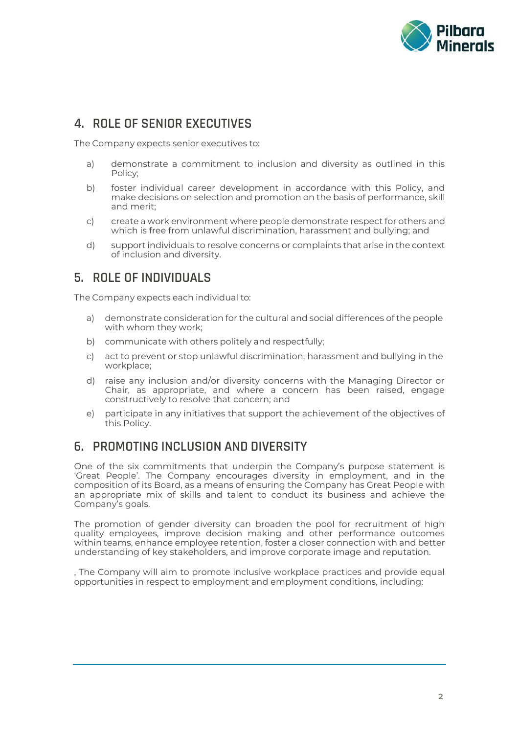## 4. ROLE OF SENIOR EXECUTIVES

The Company expects senior executives to:

a) demonstrate a commitment to inclusion and diversity as outlined in this Policy;

b) foster individual career development in accordance with this Policy, and make decisions on selection and promotion on the basis of performance, skill and merit;

c) create a work environment where people demonstrate respect for others and which is free from unlawful discrimination, harassment and bullying; and

d) support individuals to resolve concerns or complaints that arise in the context of inclusion and diversity.

## 5. ROLE OF INDIVIDUALS

The Company expects each individual to:

a) demonstrate consideration for the cultural and social differences of the people with whom they work;

b) communicate with others politely and respectfully;

c) act to prevent or stop unlawful discrimination, harassment and bullying in the workplace;

d) raise any inclusion and/or diversity concerns with the Managing Director or Chair, as appropriate, and where a concern has been raised, engage constructively to resolve that concern; and

e) participate in any initiatives that support the achievement of the objectives of this Policy.

## 6. PROMOTING INCLUSION AND DIVERSITY

One of the six commitments that underpin the Company's purpose statement is 'Great People'. The Company encourages diversity in employment, and in the composition of its Board, as a means of ensuring the Company has Great People with an appropriate mix of skills and talent to conduct its business and achieve the Company's goals.

The promotion of gender diversity can broaden the pool for recruitment of high quality employees, improve decision making and other performance outcomes within teams, enhance employee retention, foster a closer connection with and better understanding of key stakeholders, and improve corporate image and reputation.

, The Company will aim to promote inclusive workplace practices and provide equal opportunities in respect to employment and employment conditions, including: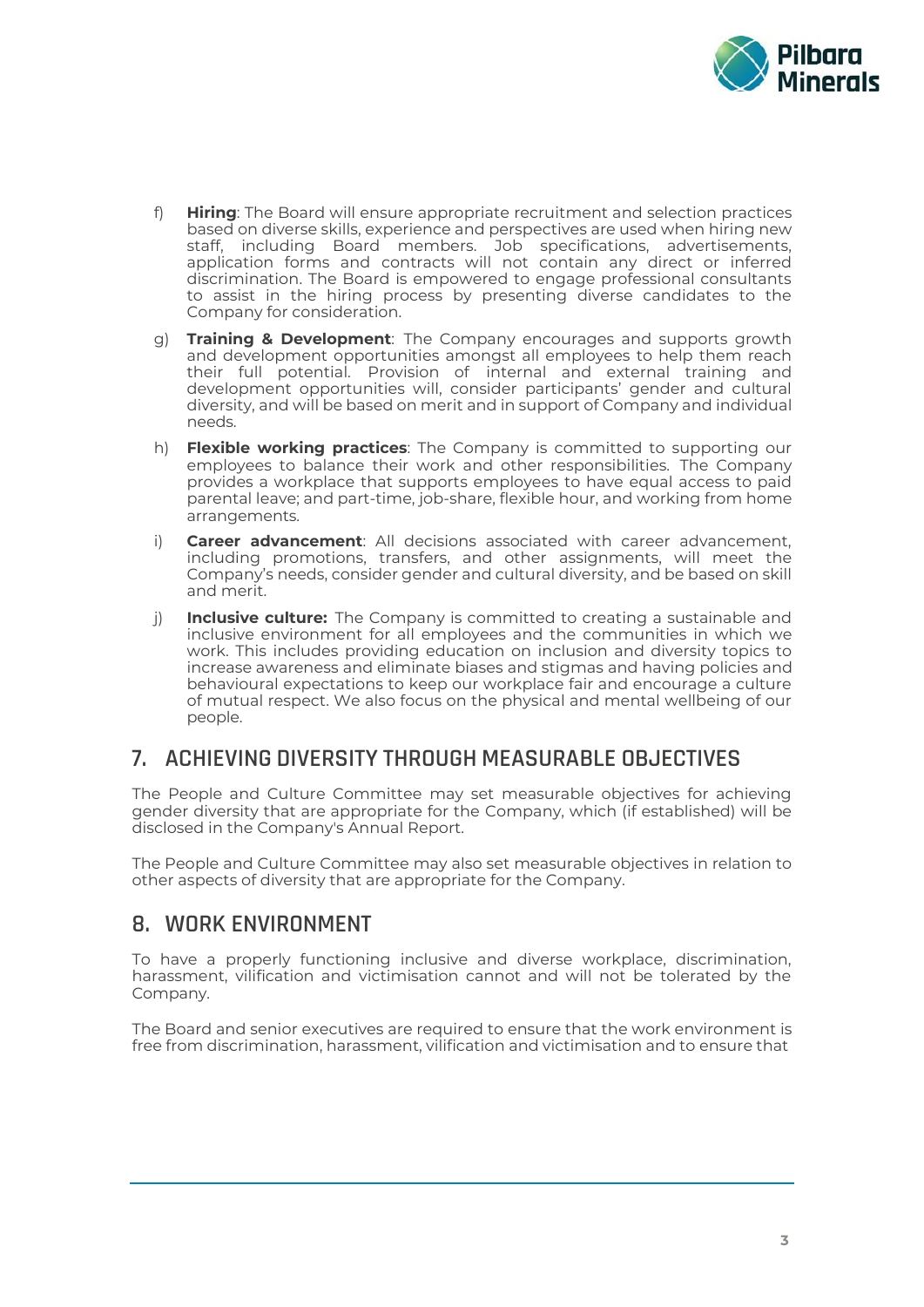f) **Hiring**: The Board will ensure appropriate recruitment and selection practices based on diverse skills, experience and perspectives are used when hiring new staff, including Board members. Job specifications, advertisements, application forms and contracts will not contain any direct or inferred discrimination. The Board is empowered to engage professional consultants to assist in the hiring process by presenting diverse candidates to the Company for consideration.

g) **Training & Development**: The Company encourages and supports growth and development opportunities amongst all employees to help them reach their full potential. Provision of internal and external training and development opportunities will, consider participants' gender and cultural diversity, and will be based on merit and in support of Company and individual needs.

h) **Flexible working practices**: The Company is committed to supporting our employees to balance their work and other responsibilities. The Company provides a workplace that supports employees to have equal access to paid parental leave; and part-time, job-share, flexible hour, and working from home arrangements.

i) **Career advancement**: All decisions associated with career advancement, including promotions, transfers, and other assignments, will meet the Company's needs, consider gender and cultural diversity, and be based on skill and merit.

j) **Inclusive culture:** The Company is committed to creating a sustainable and inclusive environment for all employees and the communities in which we work. This includes providing education on inclusion and diversity topics to increase awareness and eliminate biases and stigmas and having policies and behavioural expectations to keep our workplace fair and encourage a culture of mutual respect. We also focus on the physical and mental wellbeing of our people.

## 7. ACHIEVING DIVERSITY THROUGH MEASURABLE OBJECTIVES

The People and Culture Committee may set measurable objectives for achieving gender diversity that are appropriate for the Company, which (if established) will be disclosed in the Company's Annual Report.

The People and Culture Committee may also set measurable objectives in relation to other aspects of diversity that are appropriate for the Company.

## 8. WORK ENVIRONMENT

To have a properly functioning inclusive and diverse workplace, discrimination, harassment, vilification and victimisation cannot and will not be tolerated by the Company.

The Board and senior executives are required to ensure that the work environment is free from discrimination, harassment, vilification and victimisation and to ensure that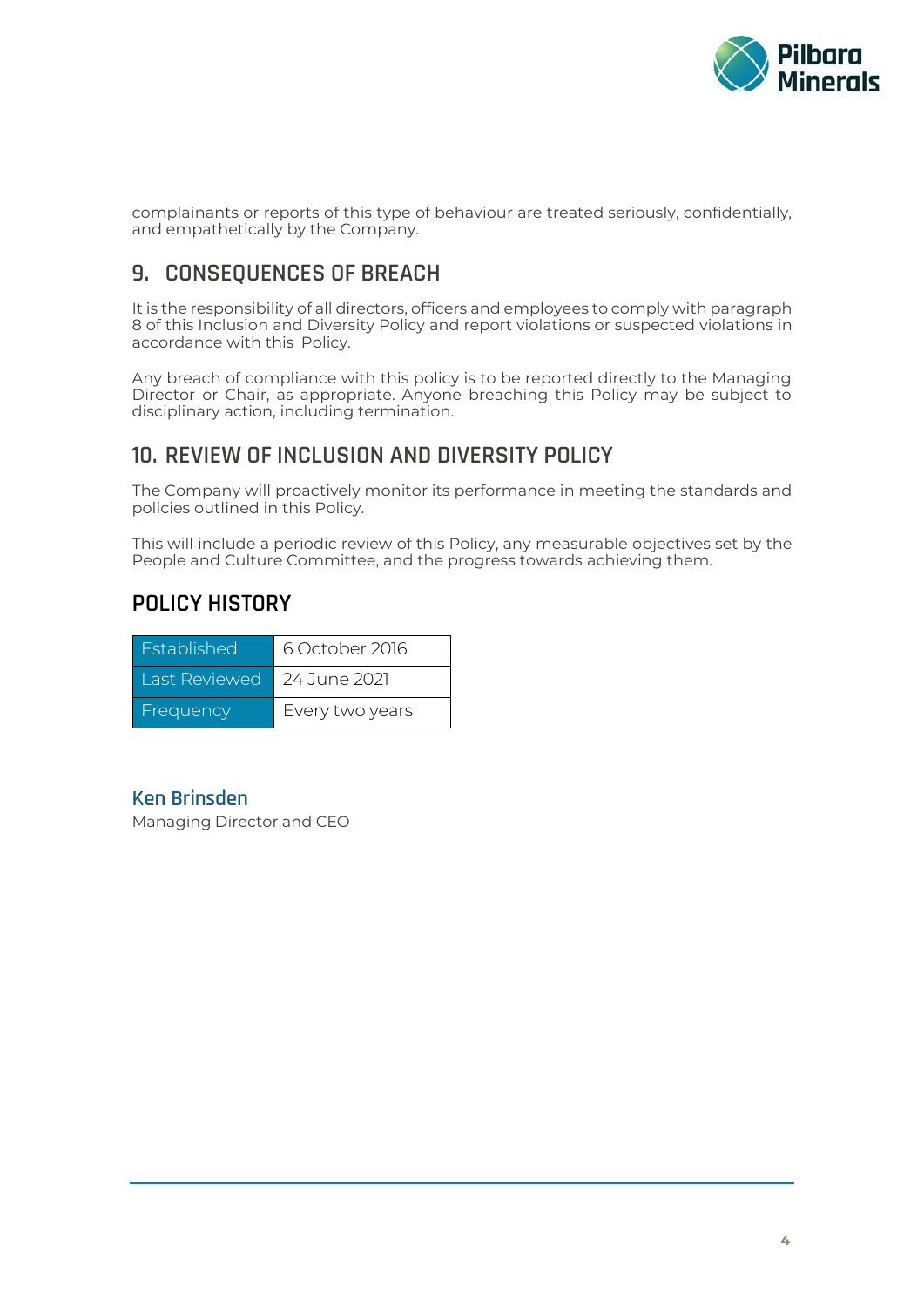complainants or reports of this type of behaviour are treated seriously, confidentially, and empathetically by the Company.

## 9. CONSEQUENCES OF BREACH

It is the responsibility of all directors, officers and employees to comply with paragraph 8 of this Inclusion and Diversity Policy and report violations or suspected violations in accordance with this Policy.

Any breach of compliance with this policy is to be reported directly to the Managing Director or Chair, as appropriate. Anyone breaching this Policy may be subject to disciplinary action, including termination.

## 10. REVIEW OF INCLUSION AND DIVERSITY POLICY

The Company will proactively monitor its performance in meeting the standards and policies outlined in this Policy.

This will include a periodic review of this Policy, any measurable objectives set by the People and Culture Committee, and the progress towards achieving them.

## POLICY HISTORY

| | |
|---|---|
| Established | 6 October 2016 |
| Last Reviewed | 24 June 2021 |
| Frequency | Every two years |

**Ken Brinsden**
Managing Director and CEO